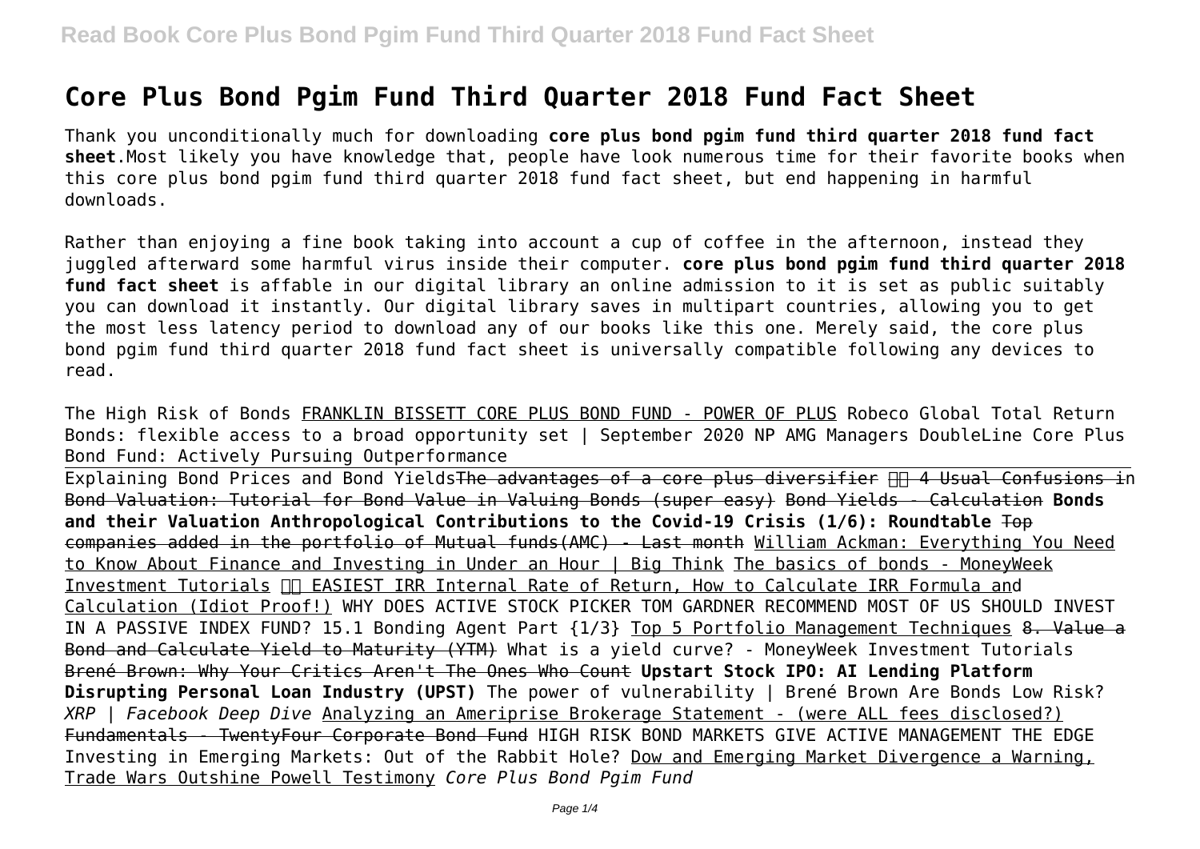# Core Plus Bond Pgim Fund Third Quarter 2018 Fund Fact Sheet

Thank you unconditionally much for downloading **core plus bond pgim fund third quarter 2018 fund fact sheet**.Most likely you have knowledge that, people have look numerous time for their favorite books when this core plus bond pgim fund third quarter 2018 fund fact sheet, but end happening in harmful downloads.

Rather than enjoying a fine book taking into account a cup of coffee in the afternoon, instead they juggled afterward some harmful virus inside their computer. **core plus bond pgim fund third quarter 2018 fund fact sheet** is affable in our digital library an online admission to it is set as public suitably you can download it instantly. Our digital library saves in multipart countries, allowing you to get the most less latency period to download any of our books like this one. Merely said, the core plus bond pgim fund third quarter 2018 fund fact sheet is universally compatible following any devices to read.

The High Risk of Bonds FRANKLIN BISSETT CORE PLUS BOND FUND - POWER OF PLUS Robeco Global Total Return Bonds: flexible access to a broad opportunity set | September 2020 NP AMG Managers DoubleLine Core Plus Bond Fund: Actively Pursuing Outperformance

Explaining Bond Prices and Bond Yields ~~The advantages of a core plus diversifier~~ ~~4 Usual Confusions in Bond Valuation: Tutorial for Bond Value in Valuing Bonds (super easy)~~ Bond Yields - Calculation **Bonds and their Valuation Anthropological Contributions to the Covid-19 Crisis (1/6): Roundtable** ~~Top companies added in the portfolio of Mutual funds(AMC) - Last month~~ William Ackman: Everything You Need to Know About Finance and Investing in Under an Hour | Big Think The basics of bonds - MoneyWeek Investment Tutorials EASIEST IRR Internal Rate of Return, How to Calculate IRR Formula and Calculation (Idiot Proof!) WHY DOES ACTIVE STOCK PICKER TOM GARDNER RECOMMEND MOST OF US SHOULD INVEST IN A PASSIVE INDEX FUND? 15.1 Bonding Agent Part {1/3} Top 5 Portfolio Management Techniques ~~8. Value a Bond and Calculate Yield to Maturity (YTM)~~ What is a yield curve? - MoneyWeek Investment Tutorials Brené Brown: Why Your Critics Aren't The Ones Who Count **Upstart Stock IPO: AI Lending Platform Disrupting Personal Loan Industry (UPST)** The power of vulnerability | Brené Brown Are Bonds Low Risk? *XRP | Facebook Deep Dive* Analyzing an Ameriprise Brokerage Statement - (were ALL fees disclosed?) Fundamentals - TwentyFour Corporate Bond Fund HIGH RISK BOND MARKETS GIVE ACTIVE MANAGEMENT THE EDGE Investing in Emerging Markets: Out of the Rabbit Hole? Dow and Emerging Market Divergence a Warning, Trade Wars Outshine Powell Testimony *Core Plus Bond Pgim Fund*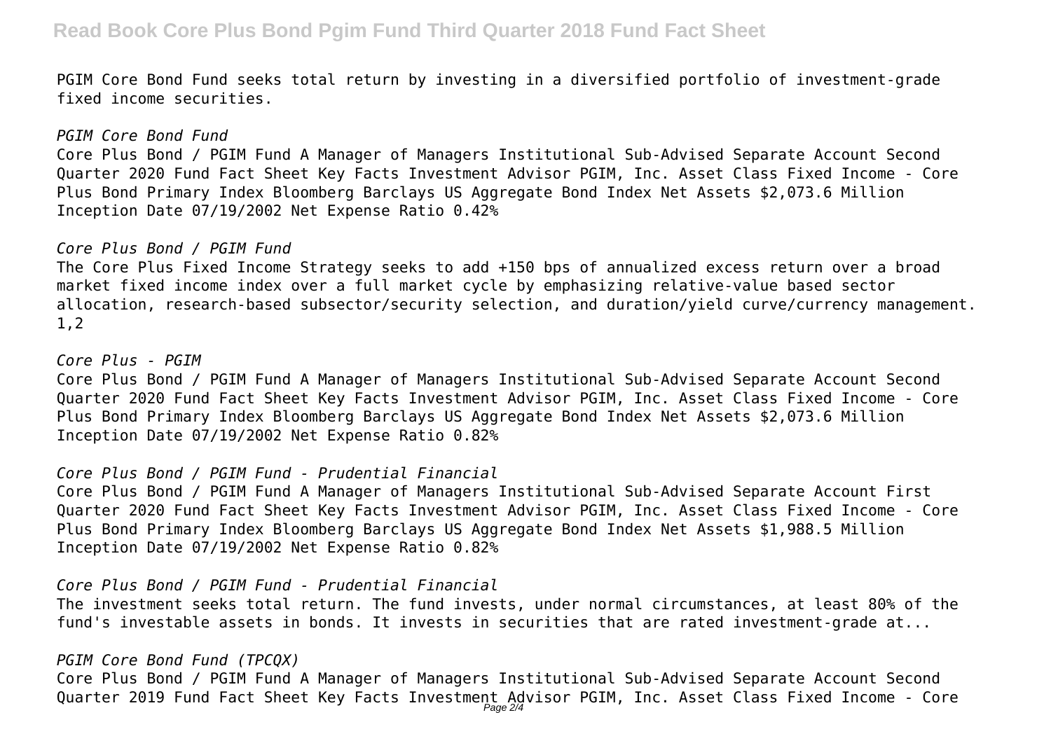PGIM Core Bond Fund seeks total return by investing in a diversified portfolio of investment-grade fixed income securities.

*PGIM Core Bond Fund*

Core Plus Bond / PGIM Fund A Manager of Managers Institutional Sub-Advised Separate Account Second Quarter 2020 Fund Fact Sheet Key Facts Investment Advisor PGIM, Inc. Asset Class Fixed Income - Core Plus Bond Primary Index Bloomberg Barclays US Aggregate Bond Index Net Assets $2,073.6 Million Inception Date 07/19/2002 Net Expense Ratio 0.42%

*Core Plus Bond / PGIM Fund*

The Core Plus Fixed Income Strategy seeks to add +150 bps of annualized excess return over a broad market fixed income index over a full market cycle by emphasizing relative-value based sector allocation, research-based subsector/security selection, and duration/yield curve/currency management. 1,2

*Core Plus - PGIM*

Core Plus Bond / PGIM Fund A Manager of Managers Institutional Sub-Advised Separate Account Second Quarter 2020 Fund Fact Sheet Key Facts Investment Advisor PGIM, Inc. Asset Class Fixed Income - Core Plus Bond Primary Index Bloomberg Barclays US Aggregate Bond Index Net Assets $2,073.6 Million Inception Date 07/19/2002 Net Expense Ratio 0.82%

*Core Plus Bond / PGIM Fund - Prudential Financial*

Core Plus Bond / PGIM Fund A Manager of Managers Institutional Sub-Advised Separate Account First Quarter 2020 Fund Fact Sheet Key Facts Investment Advisor PGIM, Inc. Asset Class Fixed Income - Core Plus Bond Primary Index Bloomberg Barclays US Aggregate Bond Index Net Assets $1,988.5 Million Inception Date 07/19/2002 Net Expense Ratio 0.82%

*Core Plus Bond / PGIM Fund - Prudential Financial*

The investment seeks total return. The fund invests, under normal circumstances, at least 80% of the fund's investable assets in bonds. It invests in securities that are rated investment-grade at...

*PGIM Core Bond Fund (TPCQX)*

Core Plus Bond / PGIM Fund A Manager of Managers Institutional Sub-Advised Separate Account Second Quarter 2019 Fund Fact Sheet Key Facts Investment Advisor PGIM, Inc. Asset Class Fixed Income - Core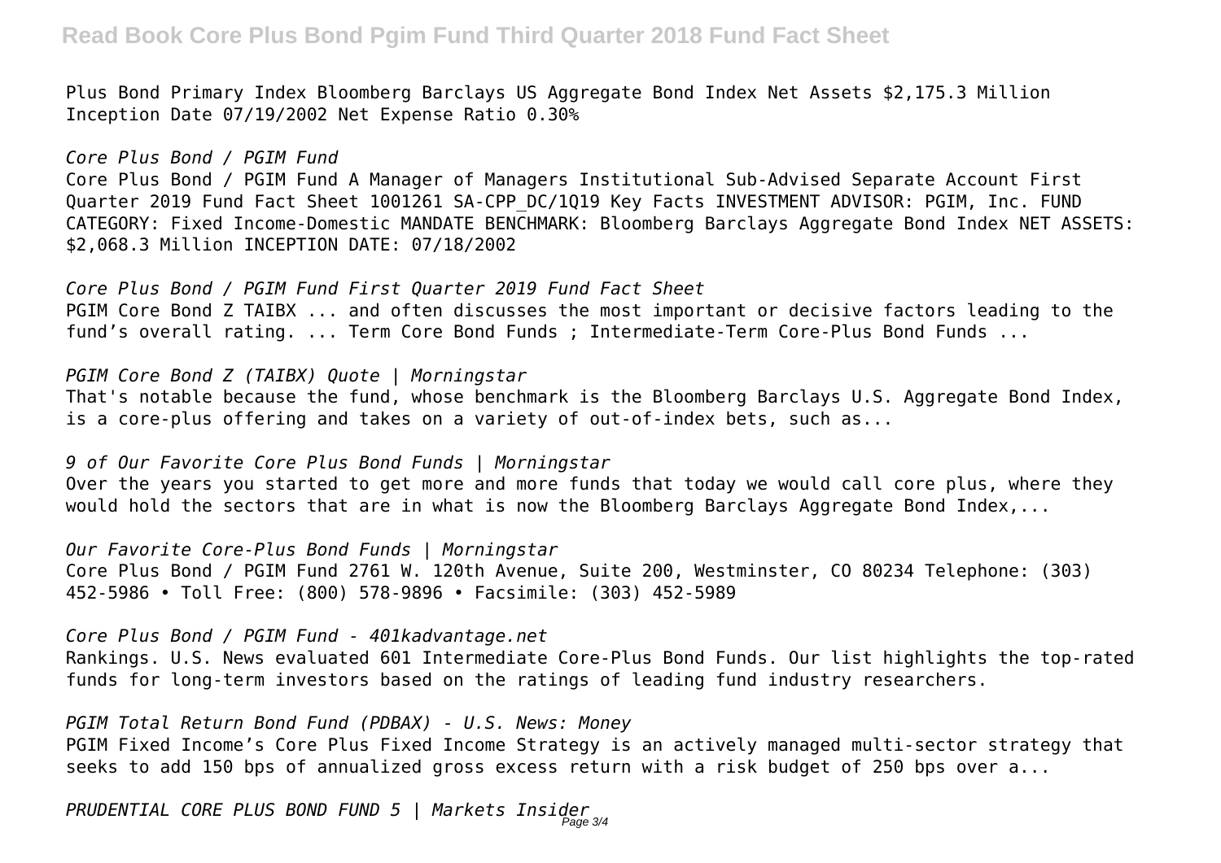Plus Bond Primary Index Bloomberg Barclays US Aggregate Bond Index Net Assets $2,175.3 Million Inception Date 07/19/2002 Net Expense Ratio 0.30%

*Core Plus Bond / PGIM Fund*

Core Plus Bond / PGIM Fund A Manager of Managers Institutional Sub-Advised Separate Account First Quarter 2019 Fund Fact Sheet 1001261 SA-CPP_DC/1Q19 Key Facts INVESTMENT ADVISOR: PGIM, Inc. FUND CATEGORY: Fixed Income-Domestic MANDATE BENCHMARK: Bloomberg Barclays Aggregate Bond Index NET ASSETS: $2,068.3 Million INCEPTION DATE: 07/18/2002

*Core Plus Bond / PGIM Fund First Quarter 2019 Fund Fact Sheet*

PGIM Core Bond Z TAIBX ... and often discusses the most important or decisive factors leading to the fund's overall rating. ... Term Core Bond Funds ; Intermediate-Term Core-Plus Bond Funds ...

*PGIM Core Bond Z (TAIBX) Quote | Morningstar*

That's notable because the fund, whose benchmark is the Bloomberg Barclays U.S. Aggregate Bond Index, is a core-plus offering and takes on a variety of out-of-index bets, such as...

*9 of Our Favorite Core Plus Bond Funds | Morningstar*

Over the years you started to get more and more funds that today we would call core plus, where they would hold the sectors that are in what is now the Bloomberg Barclays Aggregate Bond Index,...

*Our Favorite Core-Plus Bond Funds | Morningstar*

Core Plus Bond / PGIM Fund 2761 W. 120th Avenue, Suite 200, Westminster, CO 80234 Telephone: (303) 452-5986 • Toll Free: (800) 578-9896 • Facsimile: (303) 452-5989

*Core Plus Bond / PGIM Fund - 401kadvantage.net*

Rankings. U.S. News evaluated 601 Intermediate Core-Plus Bond Funds. Our list highlights the top-rated funds for long-term investors based on the ratings of leading fund industry researchers.

*PGIM Total Return Bond Fund (PDBAX) - U.S. News: Money*

PGIM Fixed Income's Core Plus Fixed Income Strategy is an actively managed multi-sector strategy that seeks to add 150 bps of annualized gross excess return with a risk budget of 250 bps over a...

*PRUDENTIAL CORE PLUS BOND FUND 5 | Markets Insider*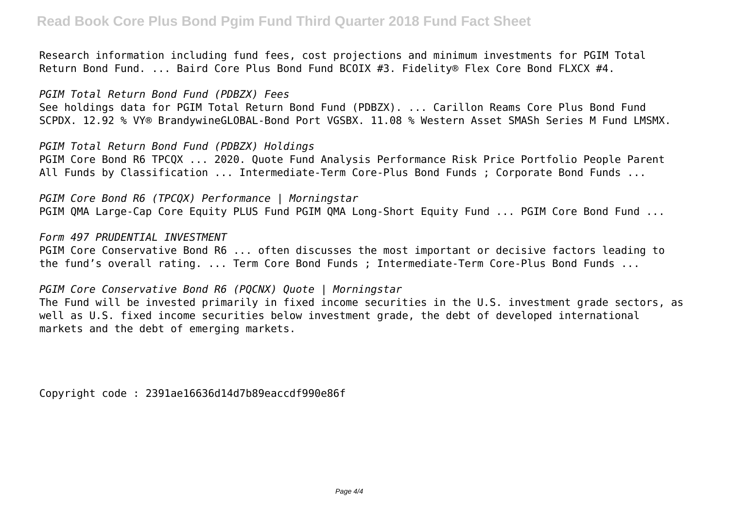Research information including fund fees, cost projections and minimum investments for PGIM Total Return Bond Fund. ... Baird Core Plus Bond Fund BCOIX #3. Fidelity® Flex Core Bond FLXCX #4.

*PGIM Total Return Bond Fund (PDBZX) Fees*

See holdings data for PGIM Total Return Bond Fund (PDBZX). ... Carillon Reams Core Plus Bond Fund SCPDX. 12.92 % VY® BrandywineGLOBAL-Bond Port VGSBX. 11.08 % Western Asset SMASh Series M Fund LMSMX.

*PGIM Total Return Bond Fund (PDBZX) Holdings*

PGIM Core Bond R6 TPCQX ... 2020. Quote Fund Analysis Performance Risk Price Portfolio People Parent All Funds by Classification ... Intermediate-Term Core-Plus Bond Funds ; Corporate Bond Funds ...

*PGIM Core Bond R6 (TPCQX) Performance | Morningstar*

PGIM QMA Large-Cap Core Equity PLUS Fund PGIM QMA Long-Short Equity Fund ... PGIM Core Bond Fund ...

*Form 497 PRUDENTIAL INVESTMENT*

PGIM Core Conservative Bond R6 ... often discusses the most important or decisive factors leading to the fund's overall rating. ... Term Core Bond Funds ; Intermediate-Term Core-Plus Bond Funds ...

*PGIM Core Conservative Bond R6 (PQCNX) Quote | Morningstar*

The Fund will be invested primarily in fixed income securities in the U.S. investment grade sectors, as well as U.S. fixed income securities below investment grade, the debt of developed international markets and the debt of emerging markets.

Copyright code : 2391ae16636d14d7b89eaccdf990e86f